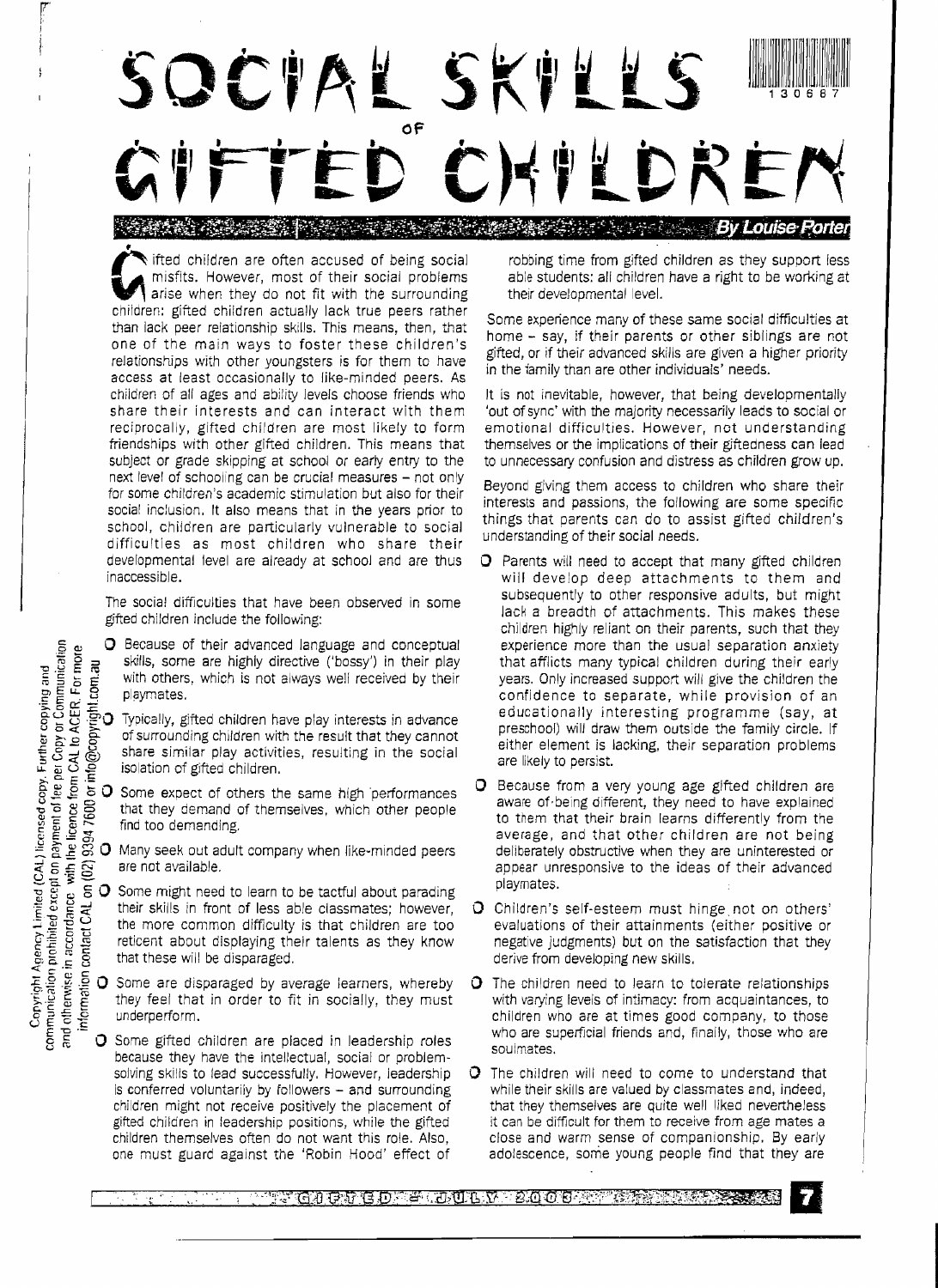# SOCIAL SKILLS OF GIFTED CHILDREN

By Louise Porter

Gifted children are often accused of being social misfits. However, most of their social problems arise when they do not fit with the surrounding children: gifted children actually lack true peers rather than lack peer relationship skills. This means, then, that one of the main ways to foster these children's relationships with other youngsters is for them to have access at least occasionally to like-minded peers. As children of all ages and ability levels choose friends who share their interests and can interact with them reciprocally, gifted children are most likely to form friendships with other gifted children. This means that subject or grade skipping at school or early entry to the next level of schooling can be crucial measures – not only for some children's academic stimulation but also for their social inclusion. It also means that in the years prior to school, children are particularly vulnerable to social difficulties as most children who share their developmental level are already at school and are thus inaccessible.

The social difficulties that have been observed in some gifted children include the following:

- Because of their advanced language and conceptual skills, some are highly directive ('bossy') in their play with others, which is not always well received by their playmates.
- Typically, gifted children have play interests in advance of surrounding children with the result that they cannot share similar play activities, resulting in the social isolation of gifted children.
- Some expect of others the same high performances that they demand of themselves, which other people find too demanding.
- Many seek out adult company when like-minded peers are not available.
- Some might need to learn to be tactful about parading their skills in front of less able classmates; however, the more common difficulty is that children are too reticent about displaying their talents as they know that these will be disparaged.
- Some are disparaged by average learners, whereby they feel that in order to fit in socially, they must underperform.
- Some gifted children are placed in leadership roles because they have the intellectual, social or problem-solving skills to lead successfully. However, leadership is conferred voluntarily by followers – and surrounding children might not receive positively the placement of gifted children in leadership positions, while the gifted children themselves often do not want this role. Also, one must guard against the 'Robin Hood' effect of robbing time from gifted children as they support less able students: all children have a right to be working at their developmental level.

Some experience many of these same social difficulties at home – say, if their parents or other siblings are not gifted, or if their advanced skills are given a higher priority in the family than are other individuals' needs.

It is not inevitable, however, that being developmentally 'out of sync' with the majority necessarily leads to social or emotional difficulties. However, not understanding themselves or the implications of their giftedness can lead to unnecessary confusion and distress as children grow up.

Beyond giving them access to children who share their interests and passions, the following are some specific things that parents can do to assist gifted children's understanding of their social needs.

- Parents will need to accept that many gifted children will develop deep attachments to them and subsequently to other responsive adults, but might lack a breadth of attachments. This makes these children highly reliant on their parents, such that they experience more than the usual separation anxiety that afflicts many typical children during their early years. Only increased support will give the children the confidence to separate, while provision of an educationally interesting programme (say, at preschool) will draw them outside the family circle. If either element is lacking, their separation problems are likely to persist.
- Because from a very young age gifted children are aware of being different, they need to have explained to them that their brain learns differently from the average, and that other children are not being deliberately obstructive when they are uninterested or appear unresponsive to the ideas of their advanced playmates.
- Children's self-esteem must hinge not on others' evaluations of their attainments (either positive or negative judgments) but on the satisfaction that they derive from developing new skills.
- The children need to learn to tolerate relationships with varying levels of intimacy: from acquaintances, to children who are at times good company, to those who are superficial friends and, finally, those who are soulmates.
- The children will need to come to understand that while their skills are valued by classmates and, indeed, that they themselves are quite well liked nevertheless it can be difficult for them to receive from age mates a close and warm sense of companionship. By early adolescence, some young people find that they are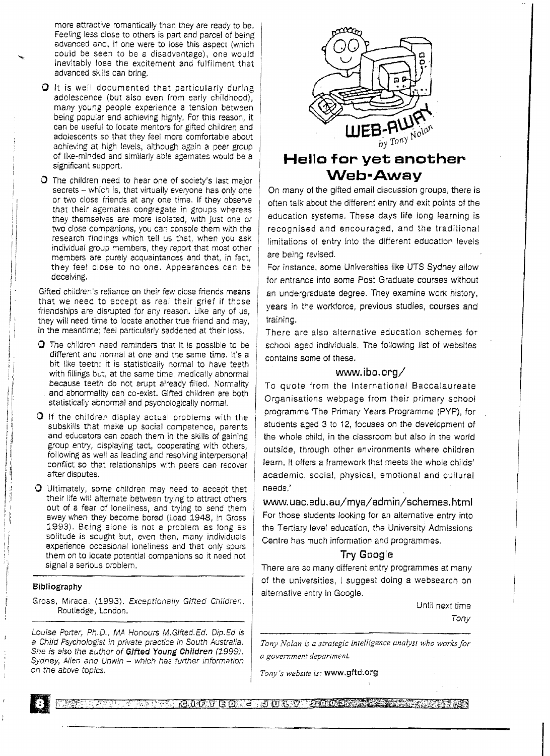more attractive romantically than they are ready to be. Feeling less close to others is part and parcel of being advanced and, if one were to lose this aspect (which could be seen to be a disadvantage), one would inevitably lose the excitement and fulfilment that advanced skills can bring.

- It is well documented that particularly during adolescence (but also even from early childhood), many young people experience a tension between being popular and achieving highly. For this reason, it can be useful to locate mentors for gifted children and adolescents so that they feel more comfortable about achieving at high levels, although again a peer group of like-minded and similarly able agemates would be a significant support.
- The children need to hear one of society's last major secrets – which is, that virtually everyone has only one or two close friends at any one time. If they observe that their agemates congregate in groups whereas they themselves are more isolated, with just one or two close companions, you can console them with the research findings which tell us that, when you ask individual group members, they report that most other members are purely acquaintances and that, in fact, they feel close to no one. Appearances can be deceiving.

Gifted children's reliance on their few close friends means that we need to accept as real their grief if those friendships are disrupted for any reason. Like any of us, they will need time to locate another true friend and may, in the meantime, feel particularly saddened at their loss.

- The children need reminders that it is possible to be different and normal at one and the same time. It's a bit like teeth: it is statistically normal to have teeth with fillings but, at the same time, medically abnormal because teeth do not erupt already filled. Normality and abnormality can co-exist. Gifted children are both statistically abnormal and psychologically normal.
- If the children display actual problems with the subskills that make up social competence, parents and educators can coach them in the skills of gaining group entry, displaying tact, cooperating with others, following as well as leading and resolving interpersonal conflict so that relationships with peers can recover after disputes.
- Ultimately, some children may need to accept that their life will alternate between trying to attract others out of a fear of loneliness, and trying to send them away when they become bored (Load 1948, in Gross 1993). Being alone is not a problem as long as solitude is sought but, even then, many individuals experience occasional loneliness and that only spurs them on to locate potential companions so it need not signal a serious problem.

**Bibliography**

Gross, Miraca. (1993). *Exceptionally Gifted Children*. Routledge, London.

*Louise Porter, Ph.D., MA Honours M.Gifted.Ed. Dip.Ed is a Child Psychologist in private practice in South Australia. She is also the author of* ***Gifted Young Children*** *(1999). Sydney, Allen and Unwin – which has further information on the above topics.*

WEB-AWAY by Tony Nolan

## Hello for yet another Web-Away

On many of the gifted email discussion groups, there is often talk about the different entry and exit points of the education systems. These days life long learning is recognised and encouraged, and the traditional limitations of entry into the different education levels are being revised.

For instance, some Universities like UTS Sydney allow for entrance into some Post Graduate courses without an undergraduate degree. They examine work history, years in the workforce, previous studies, courses and training.

There are also alternative education schemes for school aged individuals. The following list of websites contains some of these.

### www.ibo.org/

To quote from the International Baccalaureate Organisations webpage from their primary school programme 'The Primary Years Programme (PYP), for students aged 3 to 12, focuses on the development of the whole child, in the classroom but also in the world outside, through other environments where children learn. It offers a framework that meets the whole childs' academic, social, physical, emotional and cultural needs.'

### www.uac.edu.au/mya/admin/schemes.html

For those students looking for an alternative entry into the Tertiary level education, the University Admissions Centre has much information and programmes.

### Try Google

There are so many different entry programmes at many of the universities, I suggest doing a websearch on alternative entry in Google.

Until next time

*Tony*

*Tony Nolan is a strategic intelligence analyst who works for a government department.*

*Tony's website is:* **www.gftd.org**